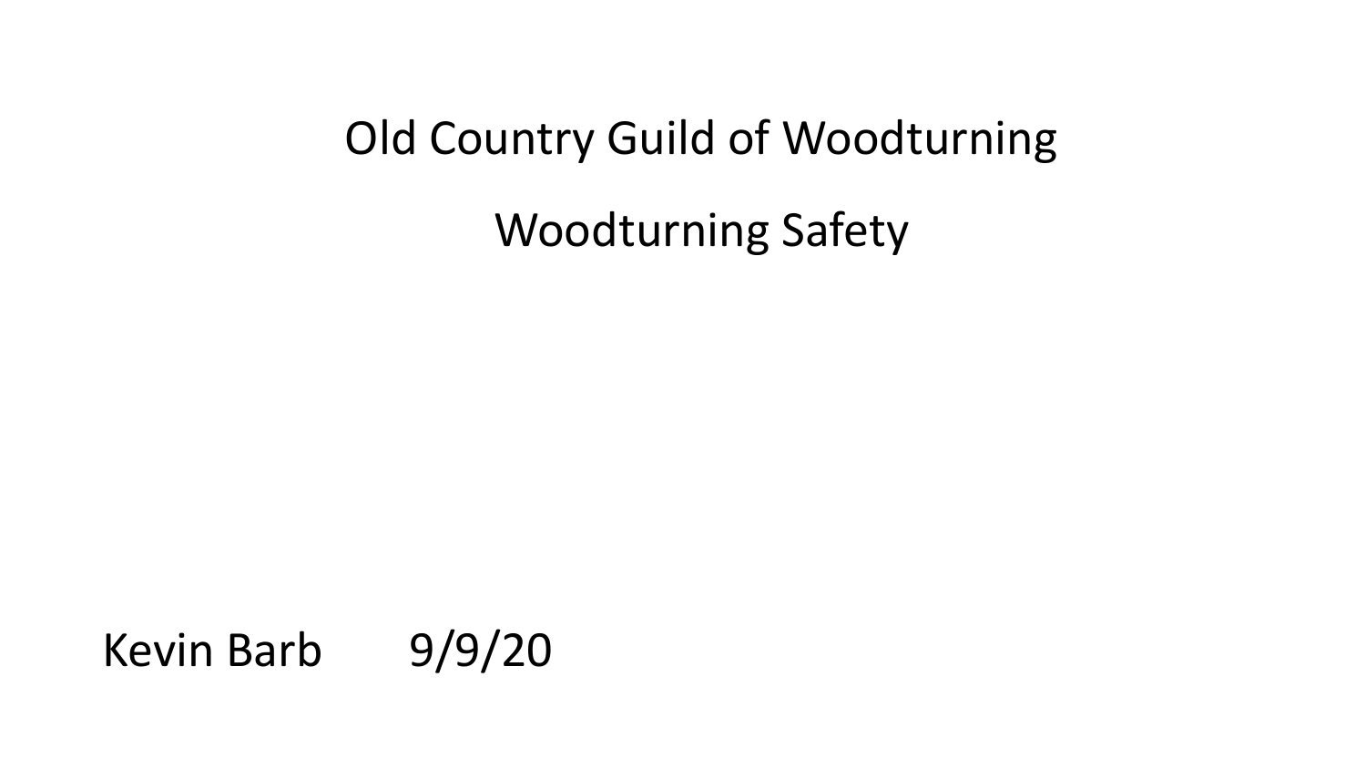# Old Country Guild of Woodturning

## Woodturning Safety

Kevin Barb 9/9/20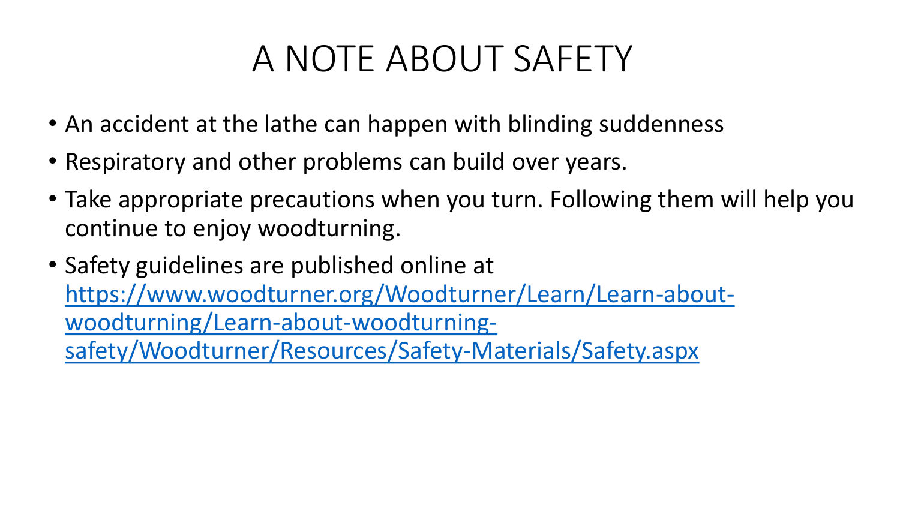# A NOTE ABOUT SAFETY

- An accident at the lathe can happen with blinding suddenness
- Respiratory and other problems can build over years.
- Take appropriate precautions when you turn. Following them will help you continue to enjoy woodturning.
- Safety guidelines are published online at [https://www.woodturner.org/Woodturner/Learn/Learn-about-woodturning/Learn-about-woodturning-safety/Woodturner/Resources/Safety-Materials/Safety.aspx](https://www.woodturner.org/Woodturner/Learn/Learn-about-woodturning/Learn-about-woodturning-safety/Woodturner/Resources/Safety-Materials/Safety.aspx)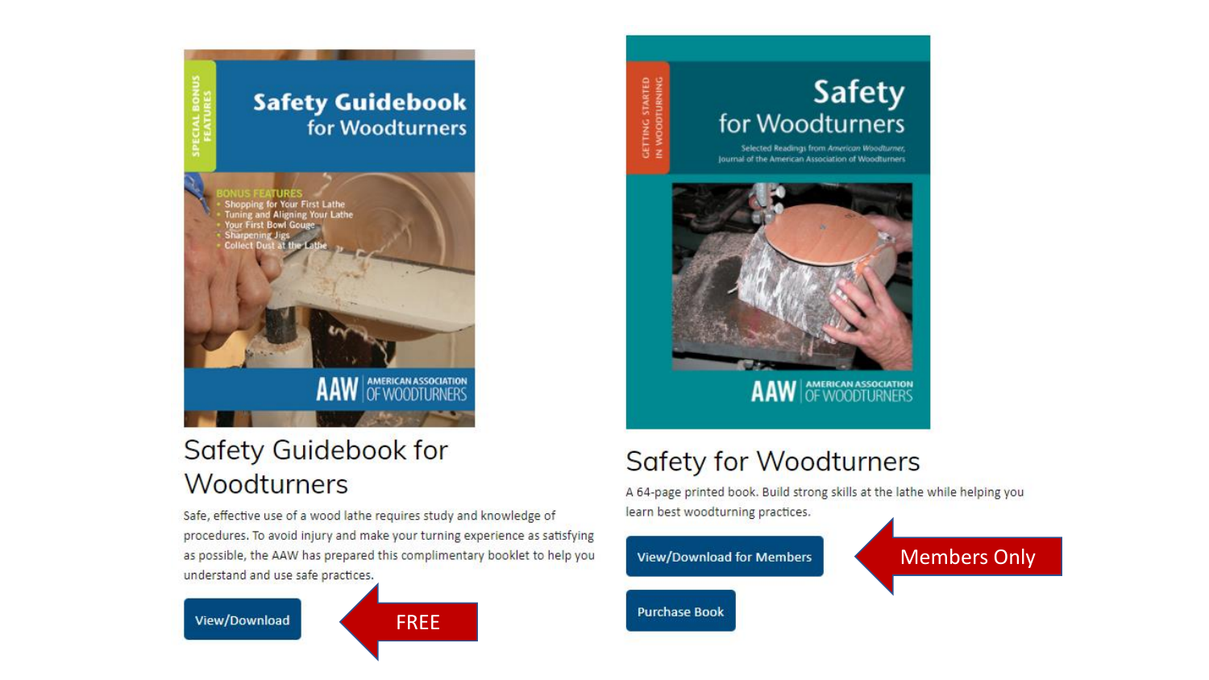## Safety Guidebook for Woodturners

Safe, effective use of a wood lathe requires study and knowledge of procedures. To avoid injury and make your turning experience as satisfying as possible, the AAW has prepared this complimentary booklet to help you understand and use safe practices.

View/Download

FREE

## Safety for Woodturners

A 64-page printed book. Build strong skills at the lathe while helping you learn best woodturning practices.

View/Download for Members

Members Only

Purchase Book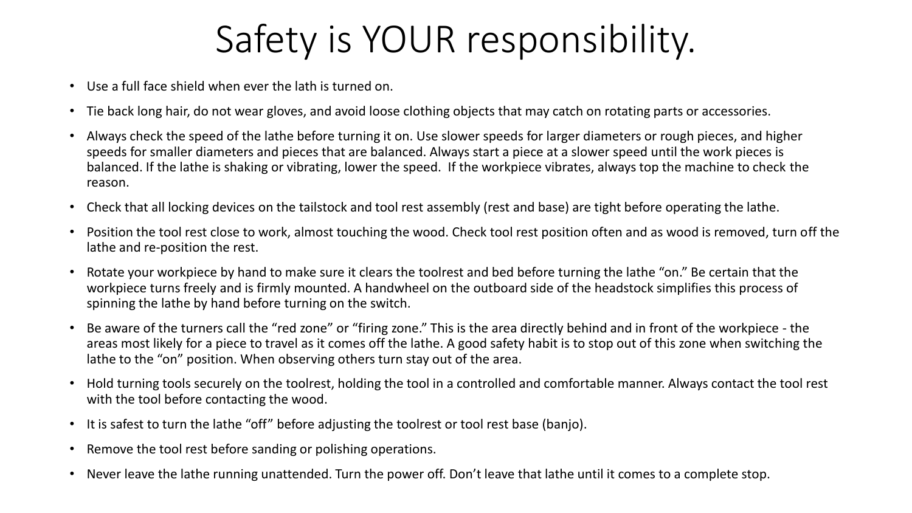# Safety is YOUR responsibility.

- Use a full face shield when ever the lath is turned on.
- Tie back long hair, do not wear gloves, and avoid loose clothing objects that may catch on rotating parts or accessories.
- Always check the speed of the lathe before turning it on. Use slower speeds for larger diameters or rough pieces, and higher speeds for smaller diameters and pieces that are balanced. Always start a piece at a slower speed until the work pieces is balanced. If the lathe is shaking or vibrating, lower the speed. If the workpiece vibrates, always top the machine to check the reason.
- Check that all locking devices on the tailstock and tool rest assembly (rest and base) are tight before operating the lathe.
- Position the tool rest close to work, almost touching the wood. Check tool rest position often and as wood is removed, turn off the lathe and re-position the rest.
- Rotate your workpiece by hand to make sure it clears the toolrest and bed before turning the lathe "on." Be certain that the workpiece turns freely and is firmly mounted. A handwheel on the outboard side of the headstock simplifies this process of spinning the lathe by hand before turning on the switch.
- Be aware of the turners call the "red zone" or "firing zone." This is the area directly behind and in front of the workpiece - the areas most likely for a piece to travel as it comes off the lathe. A good safety habit is to stop out of this zone when switching the lathe to the "on" position. When observing others turn stay out of the area.
- Hold turning tools securely on the toolrest, holding the tool in a controlled and comfortable manner. Always contact the tool rest with the tool before contacting the wood.
- It is safest to turn the lathe "off" before adjusting the toolrest or tool rest base (banjo).
- Remove the tool rest before sanding or polishing operations.
- Never leave the lathe running unattended. Turn the power off. Don't leave that lathe until it comes to a complete stop.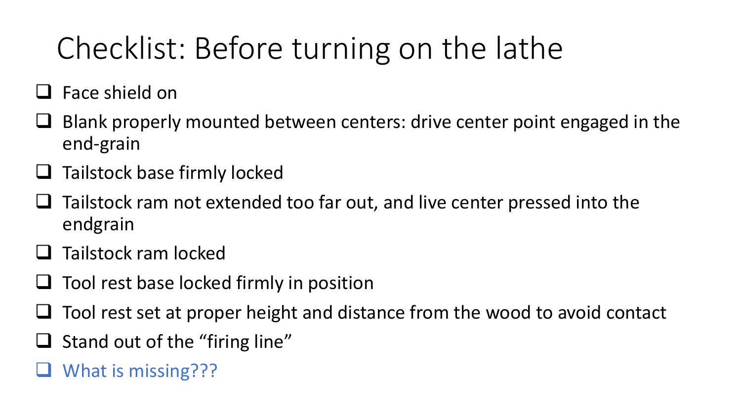# Checklist: Before turning on the lathe

- [ ] Face shield on
- [ ] Blank properly mounted between centers: drive center point engaged in the end-grain
- [ ] Tailstock base firmly locked
- [ ] Tailstock ram not extended too far out, and live center pressed into the endgrain
- [ ] Tailstock ram locked
- [ ] Tool rest base locked firmly in position
- [ ] Tool rest set at proper height and distance from the wood to avoid contact
- [ ] Stand out of the "firing line"
- [ ] What is missing???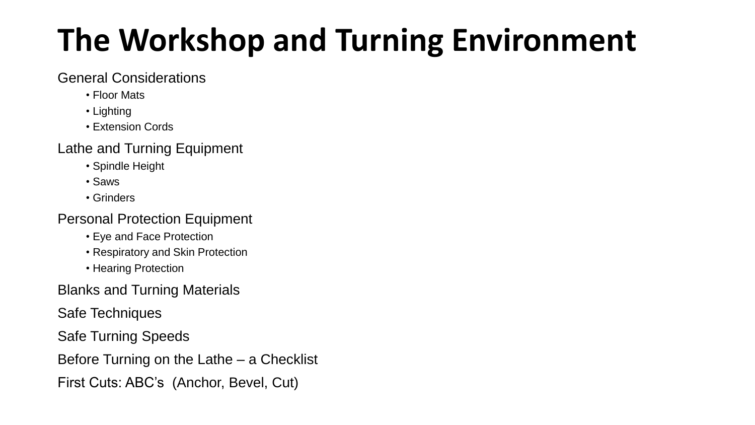# The Workshop and Turning Environment

General Considerations

- Floor Mats
- Lighting
- Extension Cords

Lathe and Turning Equipment

- Spindle Height
- Saws
- Grinders

Personal Protection Equipment

- Eye and Face Protection
- Respiratory and Skin Protection
- Hearing Protection

Blanks and Turning Materials

Safe Techniques

Safe Turning Speeds

Before Turning on the Lathe – a Checklist

First Cuts: ABC's (Anchor, Bevel, Cut)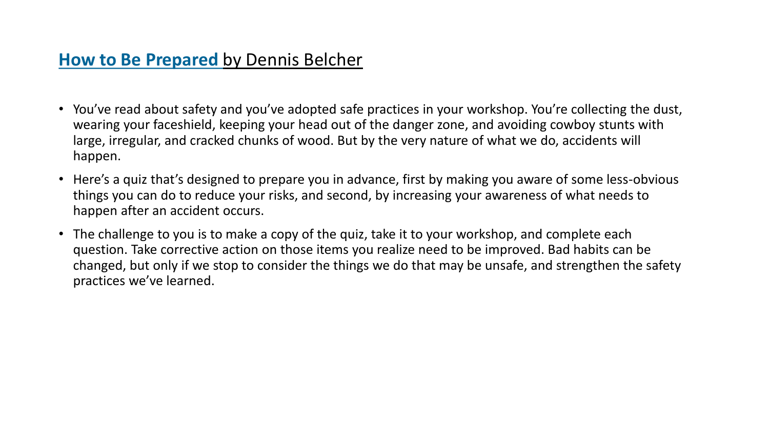## How to Be Prepared by Dennis Belcher

- You've read about safety and you've adopted safe practices in your workshop. You're collecting the dust, wearing your faceshield, keeping your head out of the danger zone, and avoiding cowboy stunts with large, irregular, and cracked chunks of wood. But by the very nature of what we do, accidents will happen.
- Here's a quiz that's designed to prepare you in advance, first by making you aware of some less-obvious things you can do to reduce your risks, and second, by increasing your awareness of what needs to happen after an accident occurs.
- The challenge to you is to make a copy of the quiz, take it to your workshop, and complete each question. Take corrective action on those items you realize need to be improved. Bad habits can be changed, but only if we stop to consider the things we do that may be unsafe, and strengthen the safety practices we've learned.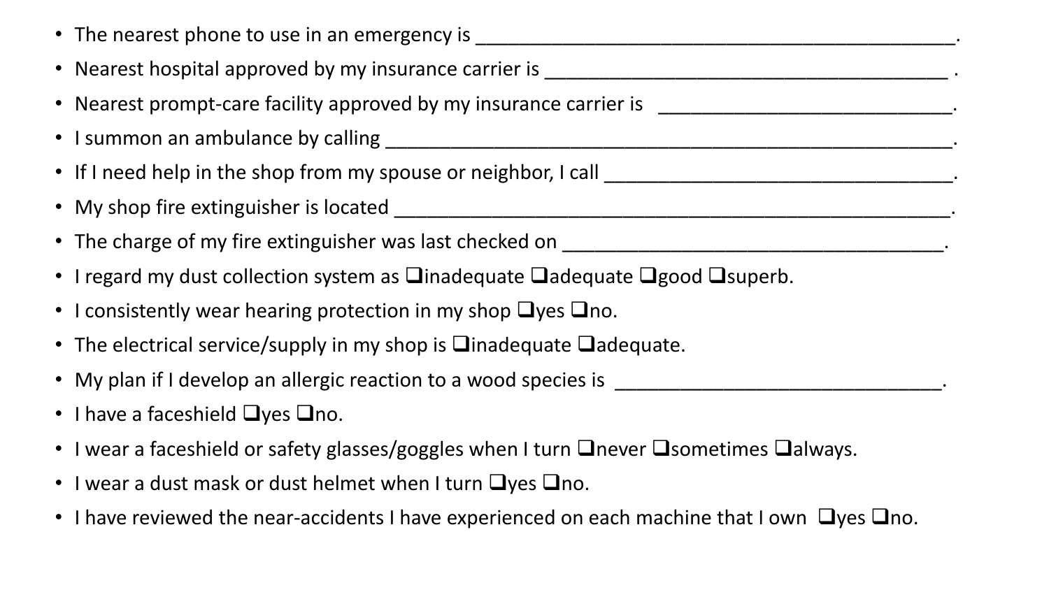- The nearest phone to use in an emergency is ______________________________________________.
- Nearest hospital approved by my insurance carrier is _______________________________________ .
- Nearest prompt-care facility approved by my insurance carrier is ___________________________.
- I summon an ambulance by calling _______________________________________________________.
- If I need help in the shop from my spouse or neighbor, I call _________________________________.
- My shop fire extinguisher is located _____________________________________________________.
- The charge of my fire extinguisher was last checked on _____________________________________.
- I regard my dust collection system as ❑inadequate ❑adequate ❑good ❑superb.
- I consistently wear hearing protection in my shop ❑yes ❑no.
- The electrical service/supply in my shop is ❑inadequate ❑adequate.
- My plan if I develop an allergic reaction to a wood species is _______________________________.
- I have a faceshield ❑yes ❑no.
- I wear a faceshield or safety glasses/goggles when I turn ❑never ❑sometimes ❑always.
- I wear a dust mask or dust helmet when I turn ❑yes ❑no.
- I have reviewed the near-accidents I have experienced on each machine that I own ❑yes ❑no.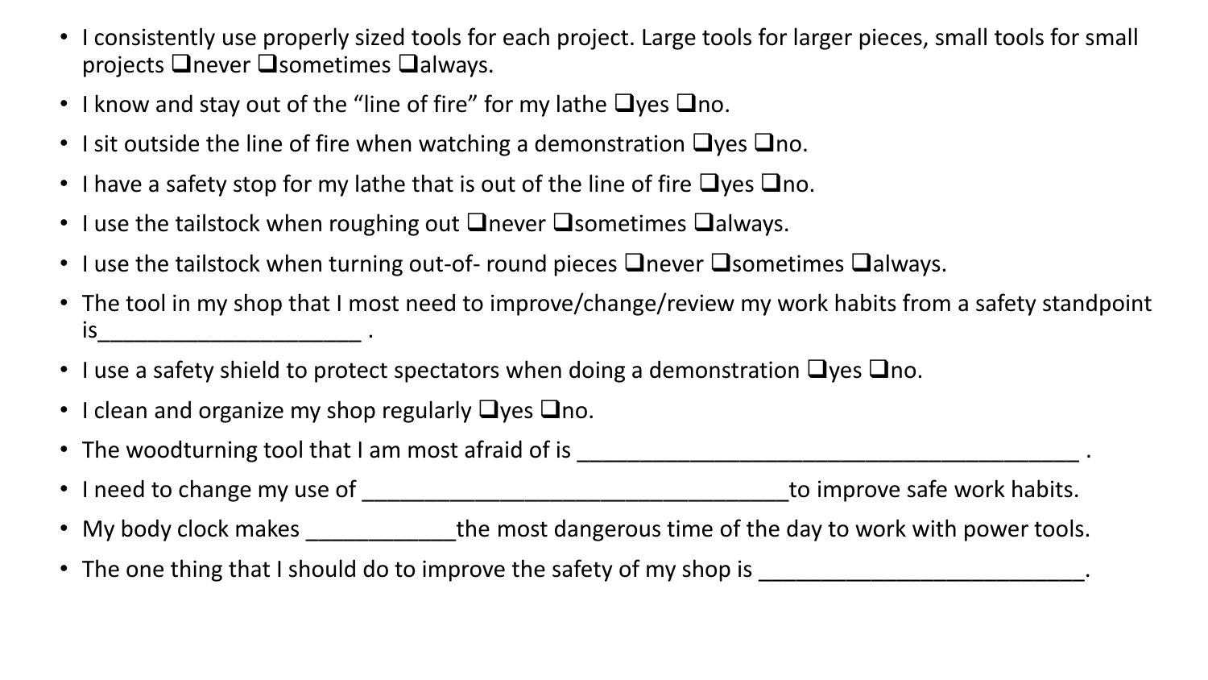- I consistently use properly sized tools for each project. Large tools for larger pieces, small tools for small projects ❑never ❑sometimes ❑always.
- I know and stay out of the “line of fire” for my lathe ❑yes ❑no.
- I sit outside the line of fire when watching a demonstration ❑yes ❑no.
- I have a safety stop for my lathe that is out of the line of fire ❑yes ❑no.
- I use the tailstock when roughing out ❑never ❑sometimes ❑always.
- I use the tailstock when turning out-of- round pieces ❑never ❑sometimes ❑always.
- The tool in my shop that I most need to improve/change/review my work habits from a safety standpoint is_____________________ .
- I use a safety shield to protect spectators when doing a demonstration ❑yes ❑no.
- I clean and organize my shop regularly ❑yes ❑no.
- The woodturning tool that I am most afraid of is _________________________________________ .
- I need to change my use of ___________________________________to improve safe work habits.
- My body clock makes ____________the most dangerous time of the day to work with power tools.
- The one thing that I should do to improve the safety of my shop is ___________________________.